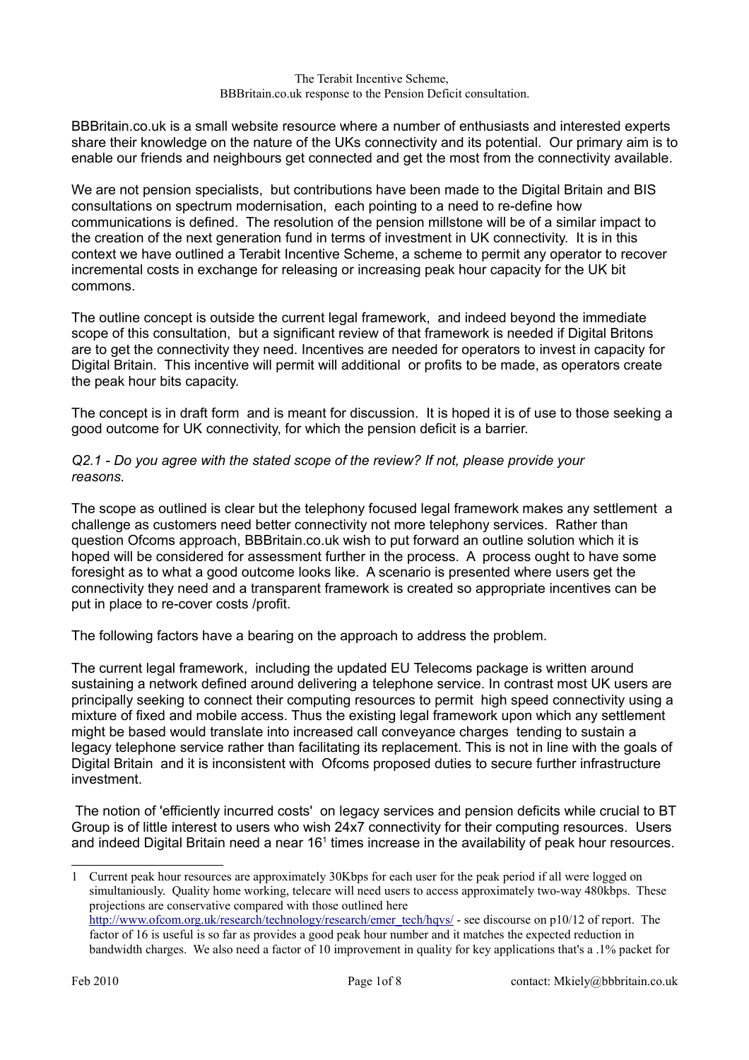The Terabit Incentive Scheme,
BBBritain.co.uk response to the Pension Deficit consultation.

BBBritain.co.uk is a small website resource where a number of enthusiasts and interested experts share their knowledge on the nature of the UKs connectivity and its potential. Our primary aim is to enable our friends and neighbours get connected and get the most from the connectivity available.

We are not pension specialists, but contributions have been made to the Digital Britain and BIS consultations on spectrum modernisation, each pointing to a need to re-define how communications is defined. The resolution of the pension millstone will be of a similar impact to the creation of the next generation fund in terms of investment in UK connectivity. It is in this context we have outlined a Terabit Incentive Scheme, a scheme to permit any operator to recover incremental costs in exchange for releasing or increasing peak hour capacity for the UK bit commons.

The outline concept is outside the current legal framework, and indeed beyond the immediate scope of this consultation, but a significant review of that framework is needed if Digital Britons are to get the connectivity they need. Incentives are needed for operators to invest in capacity for Digital Britain. This incentive will permit will additional or profits to be made, as operators create the peak hour bits capacity.

The concept is in draft form and is meant for discussion. It is hoped it is of use to those seeking a good outcome for UK connectivity, for which the pension deficit is a barrier.

*Q2.1 - Do you agree with the stated scope of the review? If not, please provide your reasons.*

The scope as outlined is clear but the telephony focused legal framework makes any settlement a challenge as customers need better connectivity not more telephony services. Rather than question Ofcoms approach, BBBritain.co.uk wish to put forward an outline solution which it is hoped will be considered for assessment further in the process. A process ought to have some foresight as to what a good outcome looks like. A scenario is presented where users get the connectivity they need and a transparent framework is created so appropriate incentives can be put in place to re-cover costs /profit.

The following factors have a bearing on the approach to address the problem.

The current legal framework, including the updated EU Telecoms package is written around sustaining a network defined around delivering a telephone service. In contrast most UK users are principally seeking to connect their computing resources to permit high speed connectivity using a mixture of fixed and mobile access. Thus the existing legal framework upon which any settlement might be based would translate into increased call conveyance charges tending to sustain a legacy telephone service rather than facilitating its replacement. This is not in line with the goals of Digital Britain and it is inconsistent with Ofcoms proposed duties to secure further infrastructure investment.

The notion of 'efficiently incurred costs' on legacy services and pension deficits while crucial to BT Group is of little interest to users who wish 24x7 connectivity for their computing resources. Users and indeed Digital Britain need a near 16[1] times increase in the availability of peak hour resources.

1 Current peak hour resources are approximately 30Kbps for each user for the peak period if all were logged on simultaniously. Quality home working, telecare will need users to access approximately two-way 480kbps. These projections are conservative compared with those outlined here http://www.ofcom.org.uk/research/technology/research/emer_tech/hqvs/ - see discourse on p10/12 of report. The factor of 16 is useful is so far as provides a good peak hour number and it matches the expected reduction in bandwidth charges. We also need a factor of 10 improvement in quality for key applications that's a .1% packet for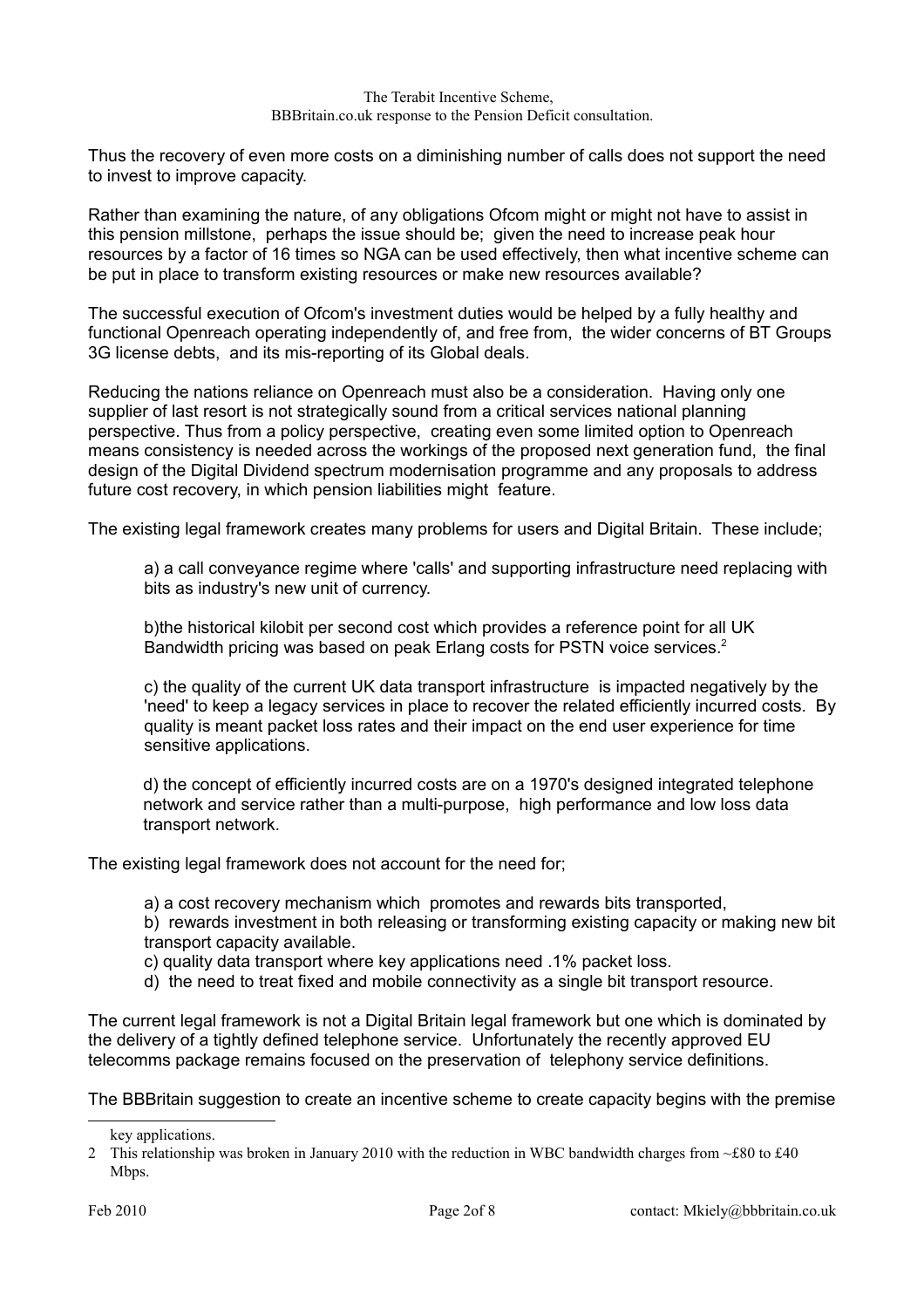Thus the recovery of even more costs on a diminishing number of calls does not support the need to invest to improve capacity.

Rather than examining the nature, of any obligations Ofcom might or might not have to assist in this pension millstone, perhaps the issue should be; given the need to increase peak hour resources by a factor of 16 times so NGA can be used effectively, then what incentive scheme can be put in place to transform existing resources or make new resources available?

The successful execution of Ofcom's investment duties would be helped by a fully healthy and functional Openreach operating independently of, and free from, the wider concerns of BT Groups 3G license debts, and its mis-reporting of its Global deals.

Reducing the nations reliance on Openreach must also be a consideration. Having only one supplier of last resort is not strategically sound from a critical services national planning perspective. Thus from a policy perspective, creating even some limited option to Openreach means consistency is needed across the workings of the proposed next generation fund, the final design of the Digital Dividend spectrum modernisation programme and any proposals to address future cost recovery, in which pension liabilities might feature.

The existing legal framework creates many problems for users and Digital Britain. These include;

a) a call conveyance regime where 'calls' and supporting infrastructure need replacing with bits as industry's new unit of currency.

b)the historical kilobit per second cost which provides a reference point for all UK Bandwidth pricing was based on peak Erlang costs for PSTN voice services.[2]

c) the quality of the current UK data transport infrastructure is impacted negatively by the 'need' to keep a legacy services in place to recover the related efficiently incurred costs. By quality is meant packet loss rates and their impact on the end user experience for time sensitive applications.

d) the concept of efficiently incurred costs are on a 1970's designed integrated telephone network and service rather than a multi-purpose, high performance and low loss data transport network.

The existing legal framework does not account for the need for;

a) a cost recovery mechanism which promotes and rewards bits transported,
b) rewards investment in both releasing or transforming existing capacity or making new bit transport capacity available.
c) quality data transport where key applications need .1% packet loss.
d) the need to treat fixed and mobile connectivity as a single bit transport resource.

The current legal framework is not a Digital Britain legal framework but one which is dominated by the delivery of a tightly defined telephone service. Unfortunately the recently approved EU telecomms package remains focused on the preservation of telephony service definitions.

The BBBritain suggestion to create an incentive scheme to create capacity begins with the premise

---

key applications.

2 This relationship was broken in January 2010 with the reduction in WBC bandwidth charges from ~£80 to £40 Mbps.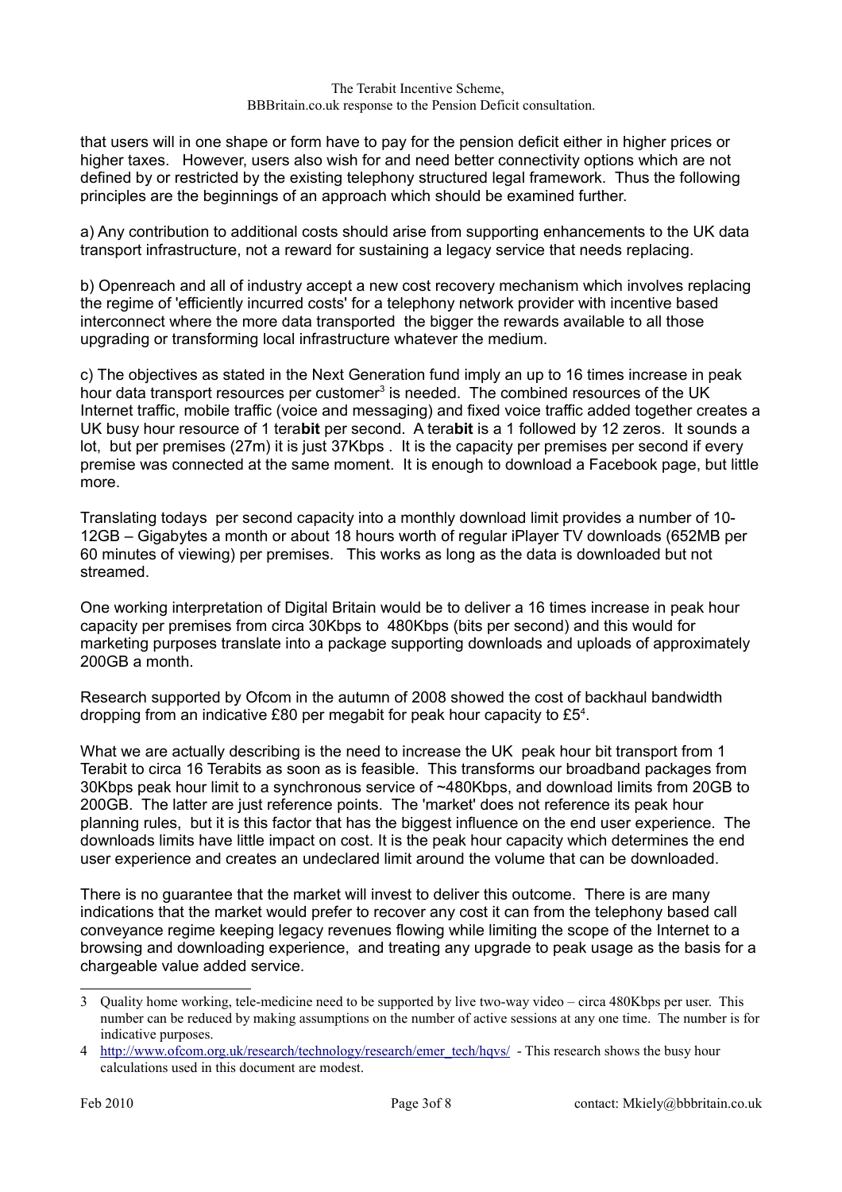that users will in one shape or form have to pay for the pension deficit either in higher prices or higher taxes. However, users also wish for and need better connectivity options which are not defined by or restricted by the existing telephony structured legal framework. Thus the following principles are the beginnings of an approach which should be examined further.

a) Any contribution to additional costs should arise from supporting enhancements to the UK data transport infrastructure, not a reward for sustaining a legacy service that needs replacing.

b) Openreach and all of industry accept a new cost recovery mechanism which involves replacing the regime of 'efficiently incurred costs' for a telephony network provider with incentive based interconnect where the more data transported the bigger the rewards available to all those upgrading or transforming local infrastructure whatever the medium.

c) The objectives as stated in the Next Generation fund imply an up to 16 times increase in peak hour data transport resources per customer[3] is needed. The combined resources of the UK Internet traffic, mobile traffic (voice and messaging) and fixed voice traffic added together creates a UK busy hour resource of 1 tera**bit** per second. A tera**bit** is a 1 followed by 12 zeros. It sounds a lot, but per premises (27m) it is just 37Kbps . It is the capacity per premises per second if every premise was connected at the same moment. It is enough to download a Facebook page, but little more.

Translating todays per second capacity into a monthly download limit provides a number of 10-12GB – Gigabytes a month or about 18 hours worth of regular iPlayer TV downloads (652MB per 60 minutes of viewing) per premises. This works as long as the data is downloaded but not streamed.

One working interpretation of Digital Britain would be to deliver a 16 times increase in peak hour capacity per premises from circa 30Kbps to 480Kbps (bits per second) and this would for marketing purposes translate into a package supporting downloads and uploads of approximately 200GB a month.

Research supported by Ofcom in the autumn of 2008 showed the cost of backhaul bandwidth dropping from an indicative £80 per megabit for peak hour capacity to £5[4].

What we are actually describing is the need to increase the UK peak hour bit transport from 1 Terabit to circa 16 Terabits as soon as is feasible. This transforms our broadband packages from 30Kbps peak hour limit to a synchronous service of ~480Kbps, and download limits from 20GB to 200GB. The latter are just reference points. The 'market' does not reference its peak hour planning rules, but it is this factor that has the biggest influence on the end user experience. The downloads limits have little impact on cost. It is the peak hour capacity which determines the end user experience and creates an undeclared limit around the volume that can be downloaded.

There is no guarantee that the market will invest to deliver this outcome. There is are many indications that the market would prefer to recover any cost it can from the telephony based call conveyance regime keeping legacy revenues flowing while limiting the scope of the Internet to a browsing and downloading experience, and treating any upgrade to peak usage as the basis for a chargeable value added service.

---

[3] Quality home working, tele-medicine need to be supported by live two-way video – circa 480Kbps per user. This number can be reduced by making assumptions on the number of active sessions at any one time. The number is for indicative purposes.

[4] http://www.ofcom.org.uk/research/technology/research/emer_tech/hqvs/ - This research shows the busy hour calculations used in this document are modest.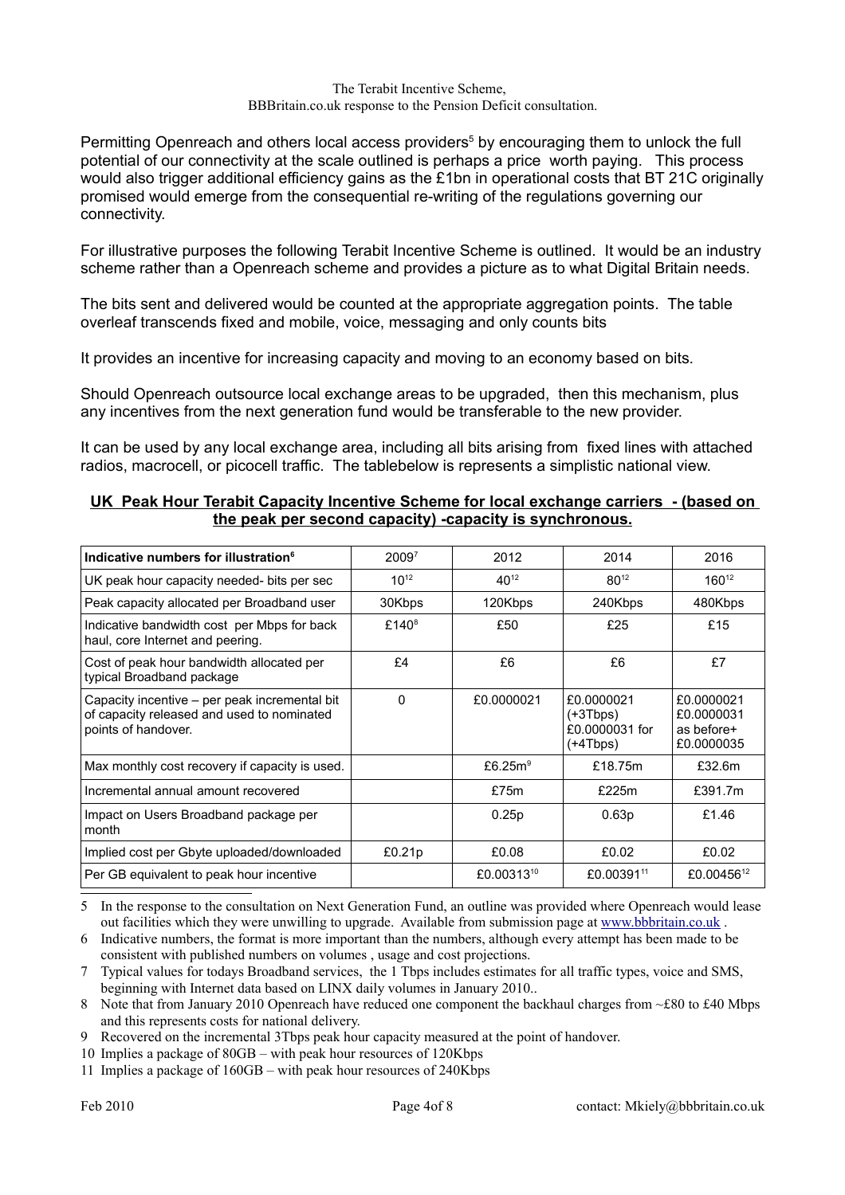Permitting Openreach and others local access providers[5] by encouraging them to unlock the full potential of our connectivity at the scale outlined is perhaps a price worth paying. This process would also trigger additional efficiency gains as the £1bn in operational costs that BT 21C originally promised would emerge from the consequential re-writing of the regulations governing our connectivity.

For illustrative purposes the following Terabit Incentive Scheme is outlined. It would be an industry scheme rather than a Openreach scheme and provides a picture as to what Digital Britain needs.

The bits sent and delivered would be counted at the appropriate aggregation points. The table overleaf transcends fixed and mobile, voice, messaging and only counts bits

It provides an incentive for increasing capacity and moving to an economy based on bits.

Should Openreach outsource local exchange areas to be upgraded, then this mechanism, plus any incentives from the next generation fund would be transferable to the new provider.

It can be used by any local exchange area, including all bits arising from fixed lines with attached radios, macrocell, or picocell traffic. The tablebelow is represents a simplistic national view.

**UK Peak Hour Terabit Capacity Incentive Scheme for local exchange carriers - (based on the peak per second capacity) -capacity is synchronous.**

| Indicative numbers for illustration[6] | 2009[7] | 2012 | 2014 | 2016 |
|---|---|---|---|---|
| UK peak hour capacity needed- bits per sec | $10^{12}$ | $40^{12}$ | $80^{12}$ | $160^{12}$ |
| Peak capacity allocated per Broadband user | 30Kbps | 120Kbps | 240Kbps | 480Kbps |
| Indicative bandwidth cost per Mbps for back haul, core Internet and peering. | £140[8] | £50 | £25 | £15 |
| Cost of peak hour bandwidth allocated per typical Broadband package | £4 | £6 | £6 | £7 |
| Capacity incentive – per peak incremental bit of capacity released and used to nominated points of handover. | 0 | £0.0000021 | £0.0000021 (+3Tbps) £0.0000031 for (+4Tbps) | £0.0000021 £0.0000031 as before+ £0.0000035 |
| Max monthly cost recovery if capacity is used. | | £6.25m[9] | £18.75m | £32.6m |
| Incremental annual amount recovered | | £75m | £225m | £391.7m |
| Impact on Users Broadband package per month | | 0.25p | 0.63p | £1.46 |
| Implied cost per Gbyte uploaded/downloaded | £0.21p | £0.08 | £0.02 | £0.02 |
| Per GB equivalent to peak hour incentive | | £0.00313[10] | £0.00391[11] | £0.00456[12] |

5 In the response to the consultation on Next Generation Fund, an outline was provided where Openreach would lease out facilities which they were unwilling to upgrade. Available from submission page at www.bbbritain.co.uk .

6 Indicative numbers, the format is more important than the numbers, although every attempt has been made to be consistent with published numbers on volumes , usage and cost projections.

7 Typical values for todays Broadband services, the 1 Tbps includes estimates for all traffic types, voice and SMS, beginning with Internet data based on LINX daily volumes in January 2010..

8 Note that from January 2010 Openreach have reduced one component the backhaul charges from ~£80 to £40 Mbps and this represents costs for national delivery.

9 Recovered on the incremental 3Tbps peak hour capacity measured at the point of handover.

10 Implies a package of 80GB – with peak hour resources of 120Kbps

11 Implies a package of 160GB – with peak hour resources of 240Kbps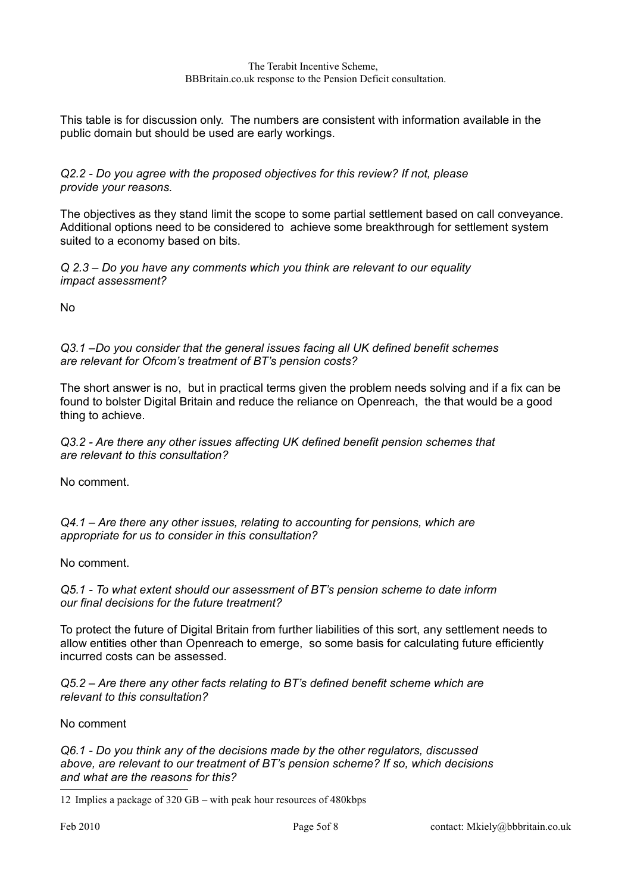This table is for discussion only. The numbers are consistent with information available in the public domain but should be used are early workings.

*Q2.2 - Do you agree with the proposed objectives for this review? If not, please provide your reasons.*

The objectives as they stand limit the scope to some partial settlement based on call conveyance. Additional options need to be considered to achieve some breakthrough for settlement system suited to a economy based on bits.

*Q 2.3 – Do you have any comments which you think are relevant to our equality impact assessment?*

No

*Q3.1 –Do you consider that the general issues facing all UK defined benefit schemes are relevant for Ofcom's treatment of BT's pension costs?*

The short answer is no, but in practical terms given the problem needs solving and if a fix can be found to bolster Digital Britain and reduce the reliance on Openreach, the that would be a good thing to achieve.

*Q3.2 - Are there any other issues affecting UK defined benefit pension schemes that are relevant to this consultation?*

No comment.

*Q4.1 – Are there any other issues, relating to accounting for pensions, which are appropriate for us to consider in this consultation?*

No comment.

*Q5.1 - To what extent should our assessment of BT's pension scheme to date inform our final decisions for the future treatment?*

To protect the future of Digital Britain from further liabilities of this sort, any settlement needs to allow entities other than Openreach to emerge, so some basis for calculating future efficiently incurred costs can be assessed.

*Q5.2 – Are there any other facts relating to BT's defined benefit scheme which are relevant to this consultation?*

No comment

*Q6.1 - Do you think any of the decisions made by the other regulators, discussed above, are relevant to our treatment of BT's pension scheme? If so, which decisions and what are the reasons for this?*

---

12 Implies a package of 320 GB – with peak hour resources of 480kbps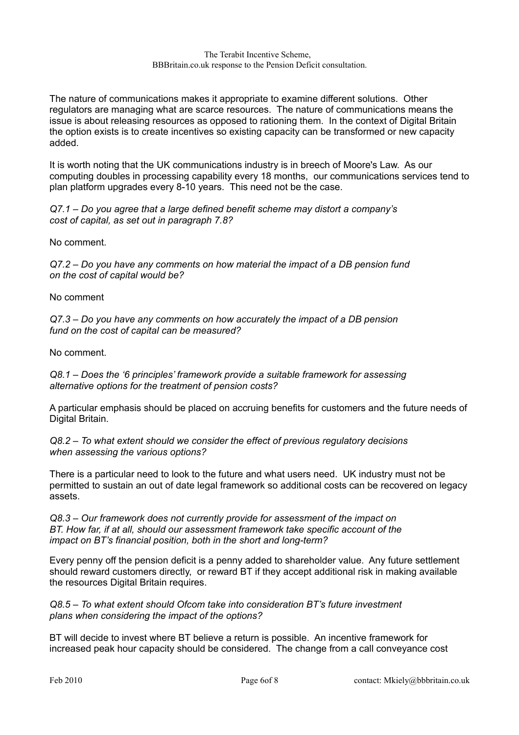The nature of communications makes it appropriate to examine different solutions. Other regulators are managing what are scarce resources. The nature of communications means the issue is about releasing resources as opposed to rationing them. In the context of Digital Britain the option exists is to create incentives so existing capacity can be transformed or new capacity added.

It is worth noting that the UK communications industry is in breech of Moore's Law. As our computing doubles in processing capability every 18 months, our communications services tend to plan platform upgrades every 8-10 years. This need not be the case.

*Q7.1 – Do you agree that a large defined benefit scheme may distort a company's cost of capital, as set out in paragraph 7.8?*

No comment.

*Q7.2 – Do you have any comments on how material the impact of a DB pension fund on the cost of capital would be?*

No comment

*Q7.3 – Do you have any comments on how accurately the impact of a DB pension fund on the cost of capital can be measured?*

No comment.

*Q8.1 – Does the '6 principles' framework provide a suitable framework for assessing alternative options for the treatment of pension costs?*

A particular emphasis should be placed on accruing benefits for customers and the future needs of Digital Britain.

*Q8.2 – To what extent should we consider the effect of previous regulatory decisions when assessing the various options?*

There is a particular need to look to the future and what users need. UK industry must not be permitted to sustain an out of date legal framework so additional costs can be recovered on legacy assets.

*Q8.3 – Our framework does not currently provide for assessment of the impact on BT. How far, if at all, should our assessment framework take specific account of the impact on BT's financial position, both in the short and long-term?*

Every penny off the pension deficit is a penny added to shareholder value. Any future settlement should reward customers directly, or reward BT if they accept additional risk in making available the resources Digital Britain requires.

*Q8.5 – To what extent should Ofcom take into consideration BT's future investment plans when considering the impact of the options?*

BT will decide to invest where BT believe a return is possible. An incentive framework for increased peak hour capacity should be considered. The change from a call conveyance cost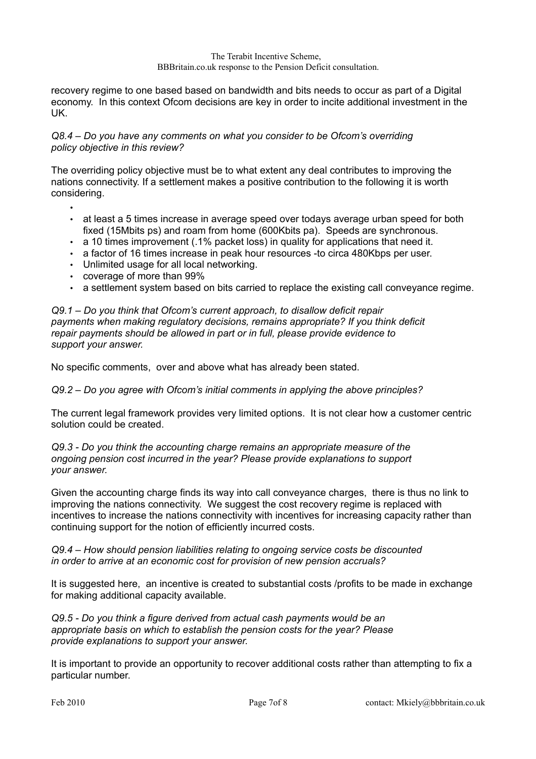recovery regime to one based based on bandwidth and bits needs to occur as part of a Digital economy. In this context Ofcom decisions are key in order to incite additional investment in the UK.

*Q8.4 – Do you have any comments on what you consider to be Ofcom's overriding policy objective in this review?*

The overriding policy objective must be to what extent any deal contributes to improving the nations connectivity. If a settlement makes a positive contribution to the following it is worth considering.

- at least a 5 times increase in average speed over todays average urban speed for both fixed (15Mbits ps) and roam from home (600Kbits pa). Speeds are synchronous.
- a 10 times improvement (.1% packet loss) in quality for applications that need it.
- a factor of 16 times increase in peak hour resources -to circa 480Kbps per user.
- Unlimited usage for all local networking.
- coverage of more than 99%
- a settlement system based on bits carried to replace the existing call conveyance regime.

*Q9.1 – Do you think that Ofcom's current approach, to disallow deficit repair payments when making regulatory decisions, remains appropriate? If you think deficit repair payments should be allowed in part or in full, please provide evidence to support your answer.*

No specific comments, over and above what has already been stated.

*Q9.2 – Do you agree with Ofcom's initial comments in applying the above principles?*

The current legal framework provides very limited options. It is not clear how a customer centric solution could be created.

*Q9.3 - Do you think the accounting charge remains an appropriate measure of the ongoing pension cost incurred in the year? Please provide explanations to support your answer.*

Given the accounting charge finds its way into call conveyance charges, there is thus no link to improving the nations connectivity. We suggest the cost recovery regime is replaced with incentives to increase the nations connectivity with incentives for increasing capacity rather than continuing support for the notion of efficiently incurred costs.

*Q9.4 – How should pension liabilities relating to ongoing service costs be discounted in order to arrive at an economic cost for provision of new pension accruals?*

It is suggested here, an incentive is created to substantial costs /profits to be made in exchange for making additional capacity available.

*Q9.5 - Do you think a figure derived from actual cash payments would be an appropriate basis on which to establish the pension costs for the year? Please provide explanations to support your answer.*

It is important to provide an opportunity to recover additional costs rather than attempting to fix a particular number.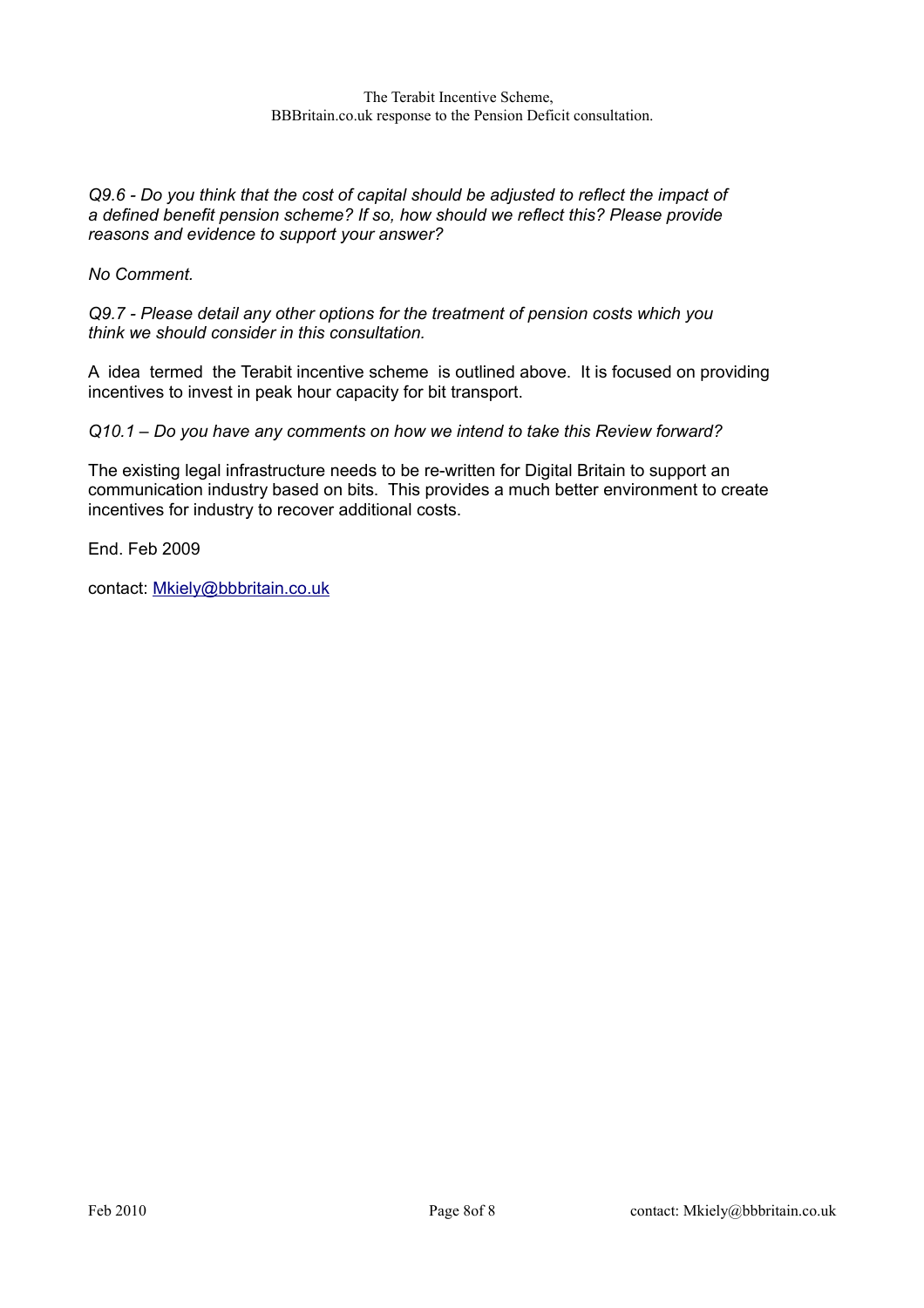*Q9.6 - Do you think that the cost of capital should be adjusted to reflect the impact of a defined benefit pension scheme? If so, how should we reflect this? Please provide reasons and evidence to support your answer?*

*No Comment.*

*Q9.7 - Please detail any other options for the treatment of pension costs which you think we should consider in this consultation.*

A idea termed the Terabit incentive scheme is outlined above. It is focused on providing incentives to invest in peak hour capacity for bit transport.

*Q10.1 – Do you have any comments on how we intend to take this Review forward?*

The existing legal infrastructure needs to be re-written for Digital Britain to support an communication industry based on bits. This provides a much better environment to create incentives for industry to recover additional costs.

End. Feb 2009

contact: [Mkiely@bbbritain.co.uk](mailto:Mkiely@bbbritain.co.uk)